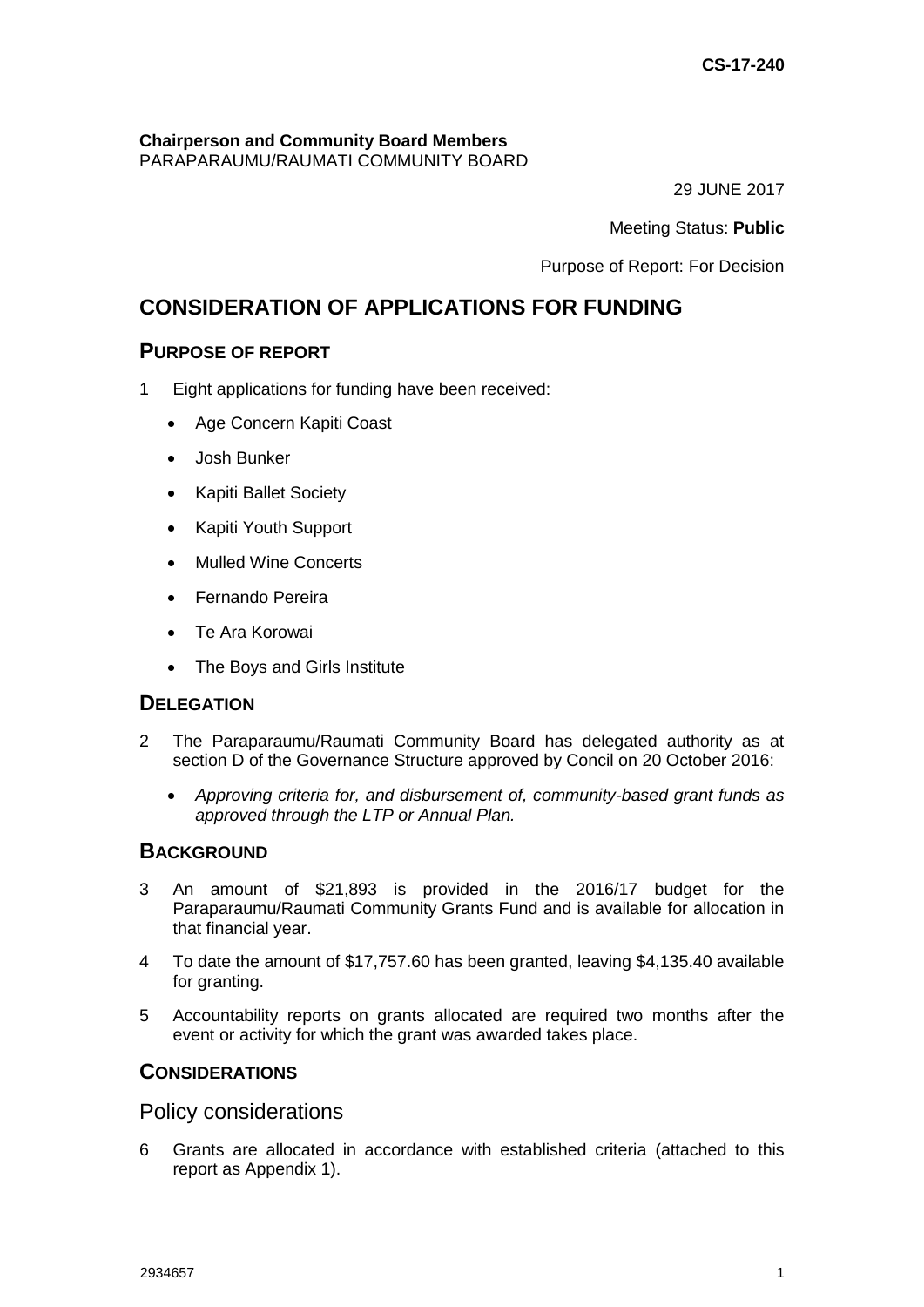CS-17-240

**Chairperson and Community Board Members**
PARAPARAUMU/RAUMATI COMMUNITY BOARD

29 JUNE 2017

Meeting Status: **Public**

Purpose of Report: For Decision

# CONSIDERATION OF APPLICATIONS FOR FUNDING

## PURPOSE OF REPORT

1 Eight applications for funding have been received:

- Age Concern Kapiti Coast
- Josh Bunker
- Kapiti Ballet Society
- Kapiti Youth Support
- Mulled Wine Concerts
- Fernando Pereira
- Te Ara Korowai
- The Boys and Girls Institute

## DELEGATION

2 The Paraparaumu/Raumati Community Board has delegated authority as at section D of the Governance Structure approved by Concil on 20 October 2016:

- *Approving criteria for, and disbursement of, community-based grant funds as approved through the LTP or Annual Plan.*

## BACKGROUND

3 An amount of $21,893 is provided in the 2016/17 budget for the Paraparaumu/Raumati Community Grants Fund and is available for allocation in that financial year.

4 To date the amount of $17,757.60 has been granted, leaving $4,135.40 available for granting.

5 Accountability reports on grants allocated are required two months after the event or activity for which the grant was awarded takes place.

## CONSIDERATIONS

### Policy considerations

6 Grants are allocated in accordance with established criteria (attached to this report as Appendix 1).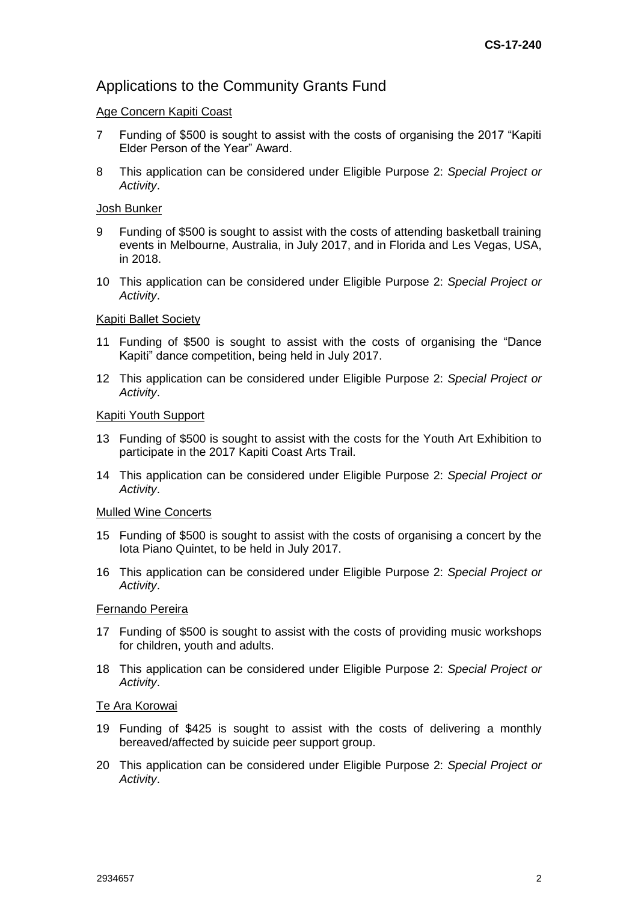## Applications to the Community Grants Fund

Age Concern Kapiti Coast

7 Funding of $500 is sought to assist with the costs of organising the 2017 "Kapiti Elder Person of the Year" Award.

8 This application can be considered under Eligible Purpose 2: *Special Project or Activity*.

Josh Bunker

9 Funding of $500 is sought to assist with the costs of attending basketball training events in Melbourne, Australia, in July 2017, and in Florida and Les Vegas, USA, in 2018.

10 This application can be considered under Eligible Purpose 2: *Special Project or Activity*.

Kapiti Ballet Society

11 Funding of $500 is sought to assist with the costs of organising the "Dance Kapiti" dance competition, being held in July 2017.

12 This application can be considered under Eligible Purpose 2: *Special Project or Activity*.

Kapiti Youth Support

13 Funding of $500 is sought to assist with the costs for the Youth Art Exhibition to participate in the 2017 Kapiti Coast Arts Trail.

14 This application can be considered under Eligible Purpose 2: *Special Project or Activity*.

Mulled Wine Concerts

15 Funding of $500 is sought to assist with the costs of organising a concert by the Iota Piano Quintet, to be held in July 2017.

16 This application can be considered under Eligible Purpose 2: *Special Project or Activity*.

Fernando Pereira

17 Funding of $500 is sought to assist with the costs of providing music workshops for children, youth and adults.

18 This application can be considered under Eligible Purpose 2: *Special Project or Activity*.

Te Ara Korowai

19 Funding of $425 is sought to assist with the costs of delivering a monthly bereaved/affected by suicide peer support group.

20 This application can be considered under Eligible Purpose 2: *Special Project or Activity*.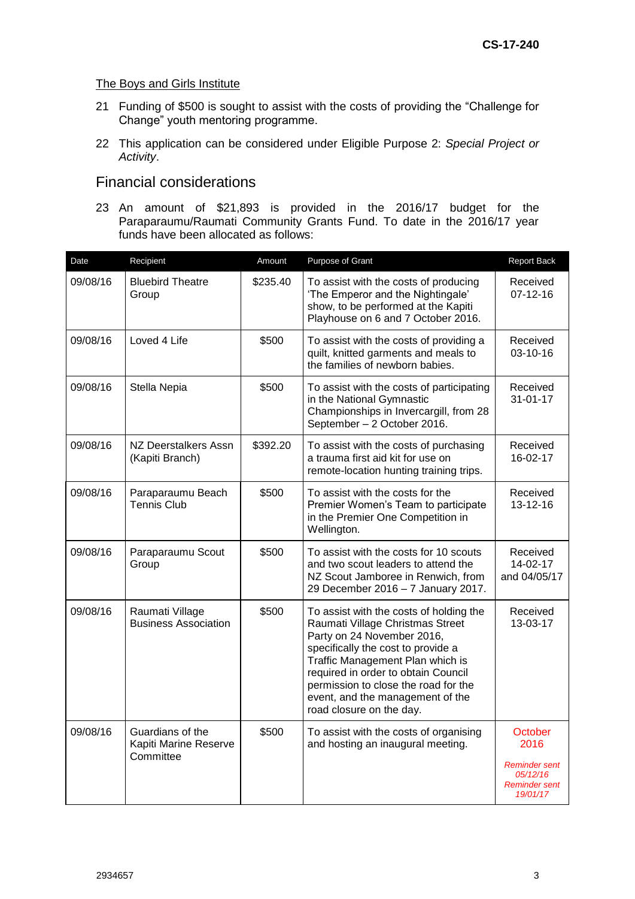The Boys and Girls Institute

21 Funding of $500 is sought to assist with the costs of providing the "Challenge for Change" youth mentoring programme.

22 This application can be considered under Eligible Purpose 2: *Special Project or Activity*.

## Financial considerations

23 An amount of $21,893 is provided in the 2016/17 budget for the Paraparaumu/Raumati Community Grants Fund. To date in the 2016/17 year funds have been allocated as follows:

| Date | Recipient | Amount | Purpose of Grant | Report Back |
|---|---|---|---|---|
| 09/08/16 | Bluebird Theatre Group | $235.40 | To assist with the costs of producing 'The Emperor and the Nightingale' show, to be performed at the Kapiti Playhouse on 6 and 7 October 2016. | Received 07-12-16 |
| 09/08/16 | Loved 4 Life | $500 | To assist with the costs of providing a quilt, knitted garments and meals to the families of newborn babies. | Received 03-10-16 |
| 09/08/16 | Stella Nepia | $500 | To assist with the costs of participating in the National Gymnastic Championships in Invercargill, from 28 September – 2 October 2016. | Received 31-01-17 |
| 09/08/16 | NZ Deerstalkers Assn (Kapiti Branch) | $392.20 | To assist with the costs of purchasing a trauma first aid kit for use on remote-location hunting training trips. | Received 16-02-17 |
| 09/08/16 | Paraparaumu Beach Tennis Club | $500 | To assist with the costs for the Premier Women's Team to participate in the Premier One Competition in Wellington. | Received 13-12-16 |
| 09/08/16 | Paraparaumu Scout Group | $500 | To assist with the costs for 10 scouts and two scout leaders to attend the NZ Scout Jamboree in Renwich, from 29 December 2016 – 7 January 2017. | Received 14-02-17 and 04/05/17 |
| 09/08/16 | Raumati Village Business Association | $500 | To assist with the costs of holding the Raumati Village Christmas Street Party on 24 November 2016, specifically the cost to provide a Traffic Management Plan which is required in order to obtain Council permission to close the road for the event, and the management of the road closure on the day. | Received 13-03-17 |
| 09/08/16 | Guardians of the Kapiti Marine Reserve Committee | $500 | To assist with the costs of organising and hosting an inaugural meeting. | October 2016 *Reminder sent 05/12/16* *Reminder sent 19/01/17* |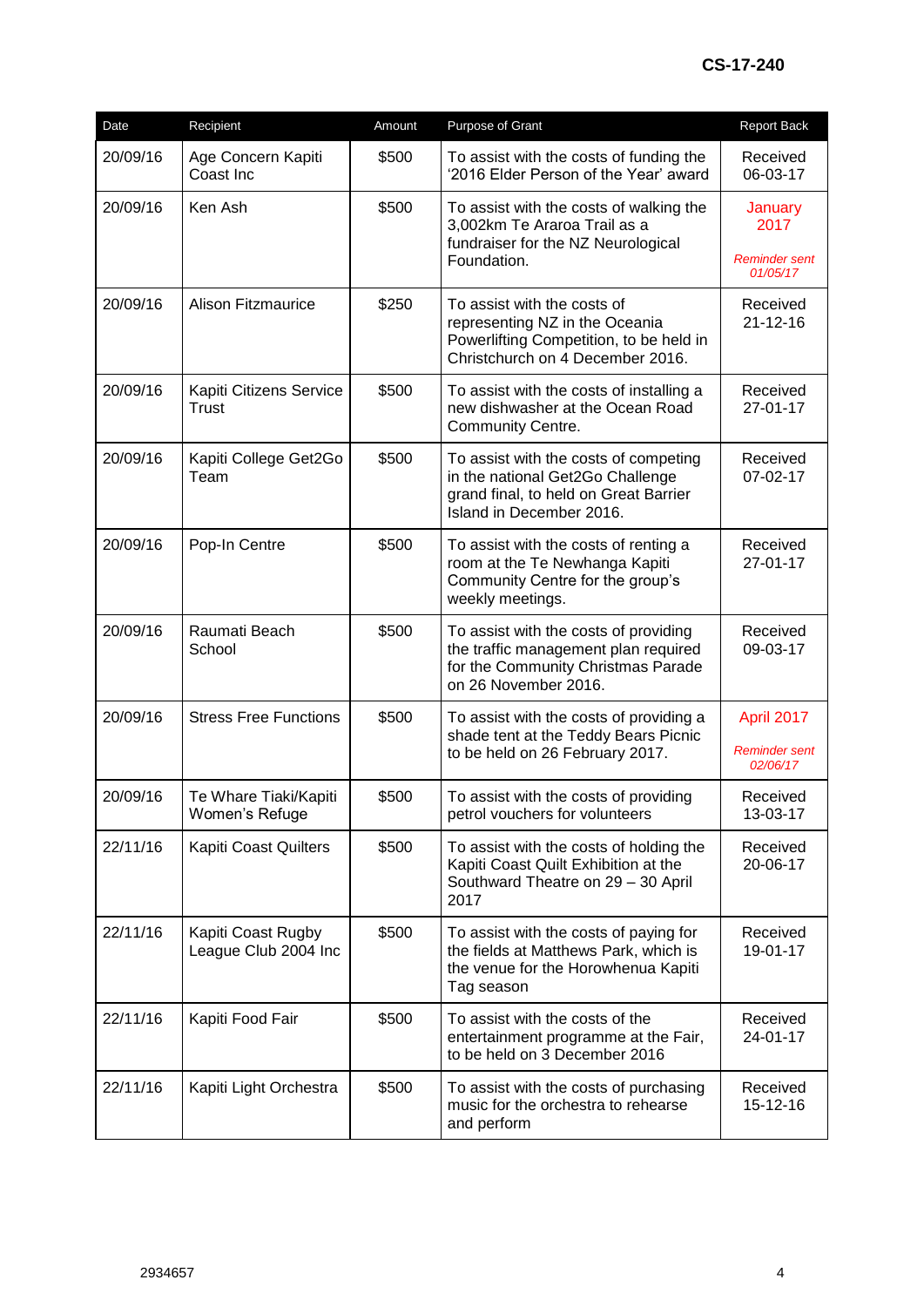| Date | Recipient | Amount | Purpose of Grant | Report Back |
|---|---|---|---|---|
| 20/09/16 | Age Concern Kapiti Coast Inc | $500 | To assist with the costs of funding the '2016 Elder Person of the Year' award | Received 06-03-17 |
| 20/09/16 | Ken Ash | $500 | To assist with the costs of walking the 3,002km Te Araroa Trail as a fundraiser for the NZ Neurological Foundation. | January 2017 *Reminder sent 01/05/17* |
| 20/09/16 | Alison Fitzmaurice | $250 | To assist with the costs of representing NZ in the Oceania Powerlifting Competition, to be held in Christchurch on 4 December 2016. | Received 21-12-16 |
| 20/09/16 | Kapiti Citizens Service Trust | $500 | To assist with the costs of installing a new dishwasher at the Ocean Road Community Centre. | Received 27-01-17 |
| 20/09/16 | Kapiti College Get2Go Team | $500 | To assist with the costs of competing in the national Get2Go Challenge grand final, to held on Great Barrier Island in December 2016. | Received 07-02-17 |
| 20/09/16 | Pop-In Centre | $500 | To assist with the costs of renting a room at the Te Newhanga Kapiti Community Centre for the group's weekly meetings. | Received 27-01-17 |
| 20/09/16 | Raumati Beach School | $500 | To assist with the costs of providing the traffic management plan required for the Community Christmas Parade on 26 November 2016. | Received 09-03-17 |
| 20/09/16 | Stress Free Functions | $500 | To assist with the costs of providing a shade tent at the Teddy Bears Picnic to be held on 26 February 2017. | April 2017 *Reminder sent 02/06/17* |
| 20/09/16 | Te Whare Tiaki/Kapiti Women's Refuge | $500 | To assist with the costs of providing petrol vouchers for volunteers | Received 13-03-17 |
| 22/11/16 | Kapiti Coast Quilters | $500 | To assist with the costs of holding the Kapiti Coast Quilt Exhibition at the Southward Theatre on 29 – 30 April 2017 | Received 20-06-17 |
| 22/11/16 | Kapiti Coast Rugby League Club 2004 Inc | $500 | To assist with the costs of paying for the fields at Matthews Park, which is the venue for the Horowhenua Kapiti Tag season | Received 19-01-17 |
| 22/11/16 | Kapiti Food Fair | $500 | To assist with the costs of the entertainment programme at the Fair, to be held on 3 December 2016 | Received 24-01-17 |
| 22/11/16 | Kapiti Light Orchestra | $500 | To assist with the costs of purchasing music for the orchestra to rehearse and perform | Received 15-12-16 |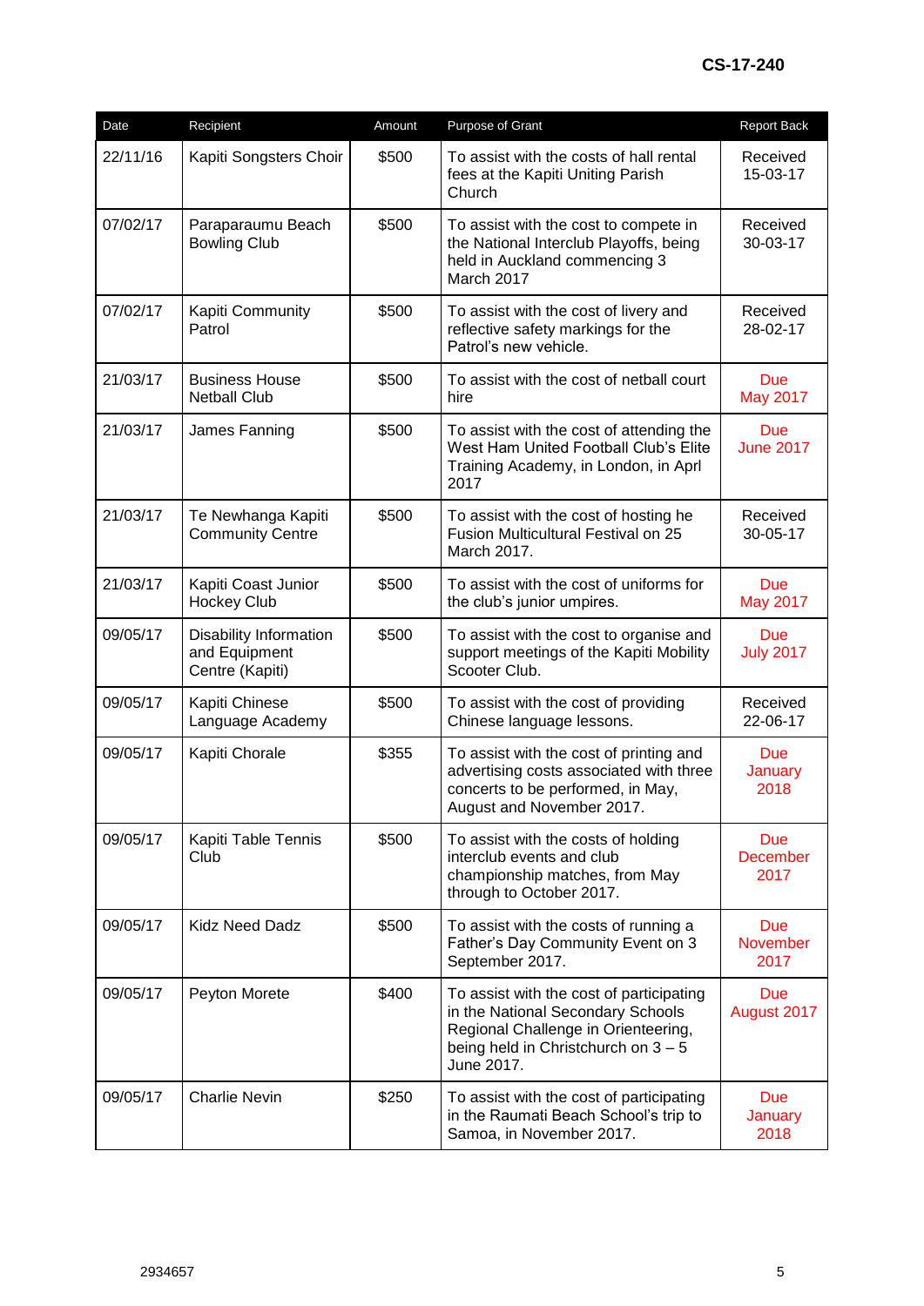CS-17-240

| Date | Recipient | Amount | Purpose of Grant | Report Back |
|---|---|---|---|---|
| 22/11/16 | Kapiti Songsters Choir | $500 | To assist with the costs of hall rental fees at the Kapiti Uniting Parish Church | Received 15-03-17 |
| 07/02/17 | Paraparaumu Beach Bowling Club | $500 | To assist with the cost to compete in the National Interclub Playoffs, being held in Auckland commencing 3 March 2017 | Received 30-03-17 |
| 07/02/17 | Kapiti Community Patrol | $500 | To assist with the cost of livery and reflective safety markings for the Patrol's new vehicle. | Received 28-02-17 |
| 21/03/17 | Business House Netball Club | $500 | To assist with the cost of netball court hire | Due May 2017 |
| 21/03/17 | James Fanning | $500 | To assist with the cost of attending the West Ham United Football Club's Elite Training Academy, in London, in Aprl 2017 | Due June 2017 |
| 21/03/17 | Te Newhanga Kapiti Community Centre | $500 | To assist with the cost of hosting he Fusion Multicultural Festival on 25 March 2017. | Received 30-05-17 |
| 21/03/17 | Kapiti Coast Junior Hockey Club | $500 | To assist with the cost of uniforms for the club's junior umpires. | Due May 2017 |
| 09/05/17 | Disability Information and Equipment Centre (Kapiti) | $500 | To assist with the cost to organise and support meetings of the Kapiti Mobility Scooter Club. | Due July 2017 |
| 09/05/17 | Kapiti Chinese Language Academy | $500 | To assist with the cost of providing Chinese language lessons. | Received 22-06-17 |
| 09/05/17 | Kapiti Chorale | $355 | To assist with the cost of printing and advertising costs associated with three concerts to be performed, in May, August and November 2017. | Due January 2018 |
| 09/05/17 | Kapiti Table Tennis Club | $500 | To assist with the costs of holding interclub events and club championship matches, from May through to October 2017. | Due December 2017 |
| 09/05/17 | Kidz Need Dadz | $500 | To assist with the costs of running a Father's Day Community Event on 3 September 2017. | Due November 2017 |
| 09/05/17 | Peyton Morete | $400 | To assist with the cost of participating in the National Secondary Schools Regional Challenge in Orienteering, being held in Christchurch on 3 – 5 June 2017. | Due August 2017 |
| 09/05/17 | Charlie Nevin | $250 | To assist with the cost of participating in the Raumati Beach School's trip to Samoa, in November 2017. | Due January 2018 |

2934657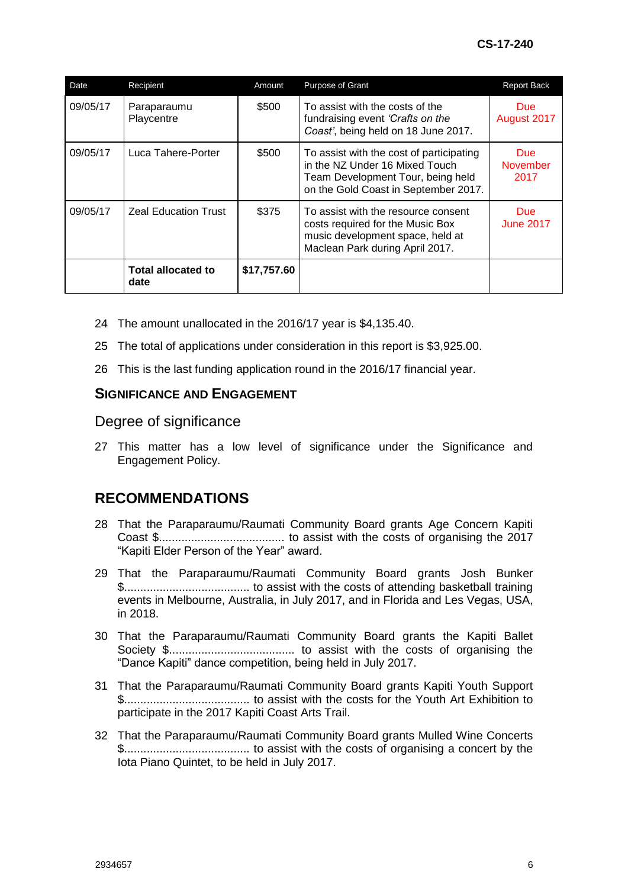| Date | Recipient | Amount | Purpose of Grant | Report Back |
|---|---|---|---|---|
| 09/05/17 | Paraparaumu Playcentre | $500 | To assist with the costs of the fundraising event *'Crafts on the Coast'*, being held on 18 June 2017. | Due August 2017 |
| 09/05/17 | Luca Tahere-Porter | $500 | To assist with the cost of participating in the NZ Under 16 Mixed Touch Team Development Tour, being held on the Gold Coast in September 2017. | Due November 2017 |
| 09/05/17 | Zeal Education Trust | $375 | To assist with the resource consent costs required for the Music Box music development space, held at Maclean Park during April 2017. | Due June 2017 |
| | **Total allocated to date** | **$17,757.60** | | |

24 The amount unallocated in the 2016/17 year is $4,135.40.

25 The total of applications under consideration in this report is $3,925.00.

26 This is the last funding application round in the 2016/17 financial year.

## SIGNIFICANCE AND ENGAGEMENT

### Degree of significance

27 This matter has a low level of significance under the Significance and Engagement Policy.

## RECOMMENDATIONS

28 That the Paraparaumu/Raumati Community Board grants Age Concern Kapiti Coast $....................................... to assist with the costs of organising the 2017 "Kapiti Elder Person of the Year" award.

29 That the Paraparaumu/Raumati Community Board grants Josh Bunker $....................................... to assist with the costs of attending basketball training events in Melbourne, Australia, in July 2017, and in Florida and Les Vegas, USA, in 2018.

30 That the Paraparaumu/Raumati Community Board grants the Kapiti Ballet Society $....................................... to assist with the costs of organising the "Dance Kapiti" dance competition, being held in July 2017.

31 That the Paraparaumu/Raumati Community Board grants Kapiti Youth Support $....................................... to assist with the costs for the Youth Art Exhibition to participate in the 2017 Kapiti Coast Arts Trail.

32 That the Paraparaumu/Raumati Community Board grants Mulled Wine Concerts $....................................... to assist with the costs of organising a concert by the Iota Piano Quintet, to be held in July 2017.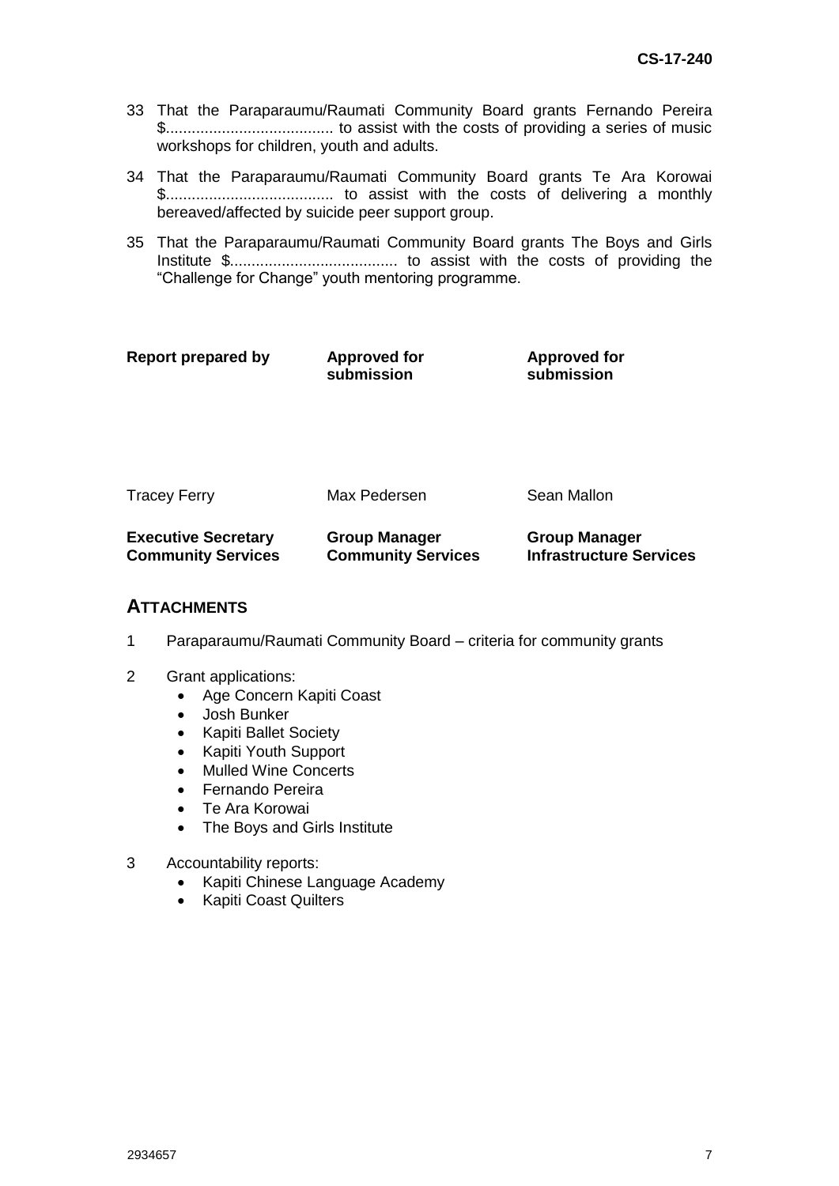33 That the Paraparaumu/Raumati Community Board grants Fernando Pereira $....................................... to assist with the costs of providing a series of music workshops for children, youth and adults.

34 That the Paraparaumu/Raumati Community Board grants Te Ara Korowai $....................................... to assist with the costs of delivering a monthly bereaved/affected by suicide peer support group.

35 That the Paraparaumu/Raumati Community Board grants The Boys and Girls Institute $....................................... to assist with the costs of providing the "Challenge for Change" youth mentoring programme.

| Report prepared by | Approved for submission | Approved for submission |
|---|---|---|
| Tracey Ferry | Max Pedersen | Sean Mallon |
| **Executive Secretary Community Services** | **Group Manager Community Services** | **Group Manager Infrastructure Services** |

## ATTACHMENTS

1 Paraparaumu/Raumati Community Board – criteria for community grants

2 Grant applications:
- Age Concern Kapiti Coast
- Josh Bunker
- Kapiti Ballet Society
- Kapiti Youth Support
- Mulled Wine Concerts
- Fernando Pereira
- Te Ara Korowai
- The Boys and Girls Institute

3 Accountability reports:
- Kapiti Chinese Language Academy
- Kapiti Coast Quilters